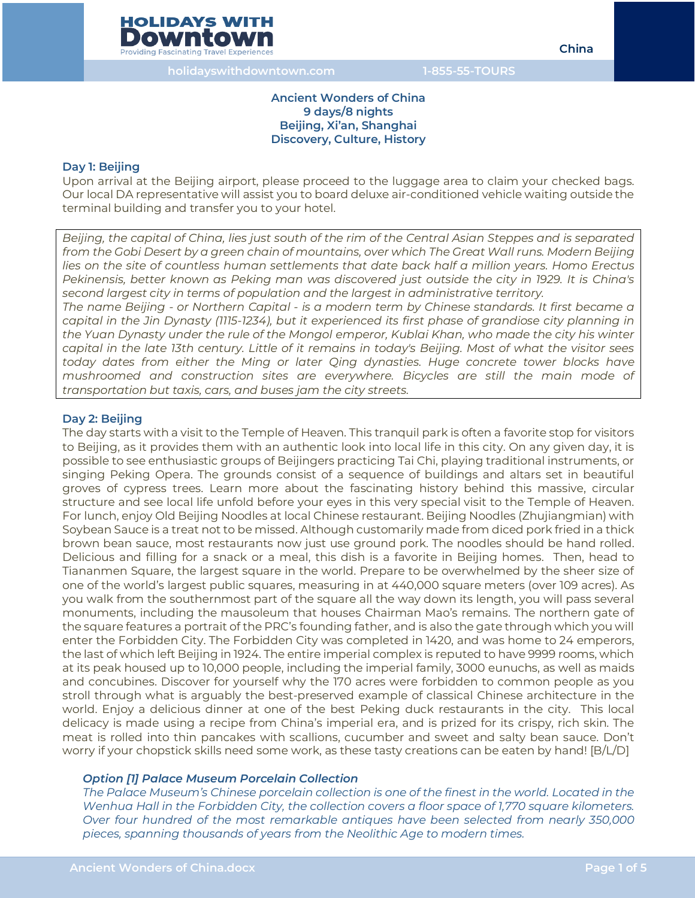**Ancient Wonders of China**
**9 days/8 nights**
**Beijing, Xi'an, Shanghai**
**Discovery, Culture, History**

### Day 1: Beijing

Upon arrival at the Beijing airport, please proceed to the luggage area to claim your checked bags. Our local DA representative will assist you to board deluxe air-conditioned vehicle waiting outside the terminal building and transfer you to your hotel.

*Beijing, the capital of China, lies just south of the rim of the Central Asian Steppes and is separated from the Gobi Desert by a green chain of mountains, over which The Great Wall runs. Modern Beijing lies on the site of countless human settlements that date back half a million years. Homo Erectus Pekinensis, better known as Peking man was discovered just outside the city in 1929. It is China's second largest city in terms of population and the largest in administrative territory.*
*The name Beijing - or Northern Capital - is a modern term by Chinese standards. It first became a capital in the Jin Dynasty (1115-1234), but it experienced its first phase of grandiose city planning in the Yuan Dynasty under the rule of the Mongol emperor, Kublai Khan, who made the city his winter capital in the late 13th century. Little of it remains in today's Beijing. Most of what the visitor sees today dates from either the Ming or later Qing dynasties. Huge concrete tower blocks have mushroomed and construction sites are everywhere. Bicycles are still the main mode of transportation but taxis, cars, and buses jam the city streets.*

### Day 2: Beijing

The day starts with a visit to the Temple of Heaven. This tranquil park is often a favorite stop for visitors to Beijing, as it provides them with an authentic look into local life in this city. On any given day, it is possible to see enthusiastic groups of Beijingers practicing Tai Chi, playing traditional instruments, or singing Peking Opera. The grounds consist of a sequence of buildings and altars set in beautiful groves of cypress trees. Learn more about the fascinating history behind this massive, circular structure and see local life unfold before your eyes in this very special visit to the Temple of Heaven. For lunch, enjoy Old Beijing Noodles at local Chinese restaurant. Beijing Noodles (Zhujiangmian) with Soybean Sauce is a treat not to be missed. Although customarily made from diced pork fried in a thick brown bean sauce, most restaurants now just use ground pork. The noodles should be hand rolled. Delicious and filling for a snack or a meal, this dish is a favorite in Beijing homes. Then, head to Tiananmen Square, the largest square in the world. Prepare to be overwhelmed by the sheer size of one of the world's largest public squares, measuring in at 440,000 square meters (over 109 acres). As you walk from the southernmost part of the square all the way down its length, you will pass several monuments, including the mausoleum that houses Chairman Mao's remains. The northern gate of the square features a portrait of the PRC's founding father, and is also the gate through which you will enter the Forbidden City. The Forbidden City was completed in 1420, and was home to 24 emperors, the last of which left Beijing in 1924. The entire imperial complex is reputed to have 9999 rooms, which at its peak housed up to 10,000 people, including the imperial family, 3000 eunuchs, as well as maids and concubines. Discover for yourself why the 170 acres were forbidden to common people as you stroll through what is arguably the best-preserved example of classical Chinese architecture in the world. Enjoy a delicious dinner at one of the best Peking duck restaurants in the city. This local delicacy is made using a recipe from China's imperial era, and is prized for its crispy, rich skin. The meat is rolled into thin pancakes with scallions, cucumber and sweet and salty bean sauce. Don't worry if your chopstick skills need some work, as these tasty creations can be eaten by hand! [B/L/D]

> ***Option [1] Palace Museum Porcelain Collection***
> *The Palace Museum's Chinese porcelain collection is one of the finest in the world. Located in the Wenhua Hall in the Forbidden City, the collection covers a floor space of 1,770 square kilometers. Over four hundred of the most remarkable antiques have been selected from nearly 350,000 pieces, spanning thousands of years from the Neolithic Age to modern times.*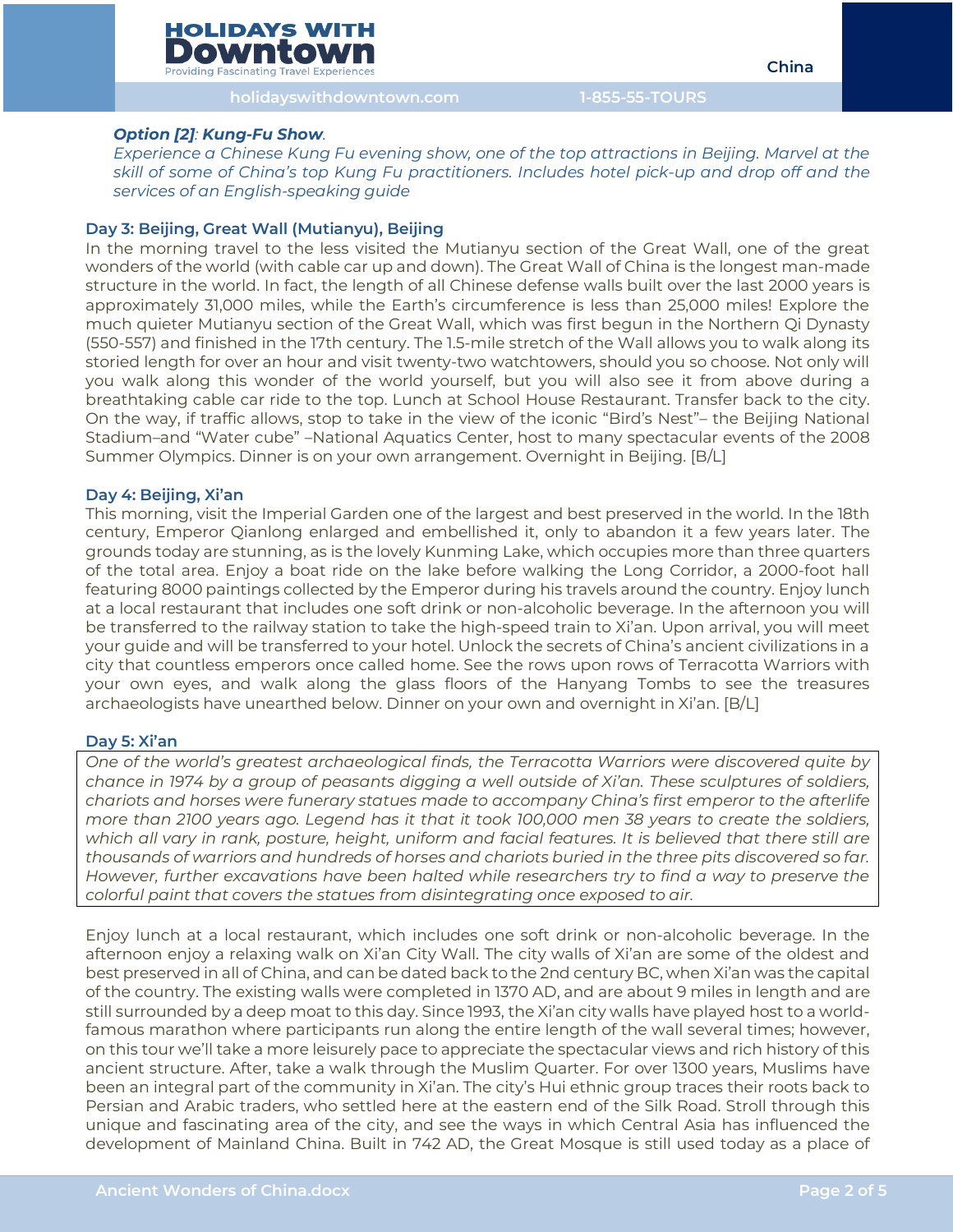***Option [2]*: *Kung-Fu Show*.**
*Experience a Chinese Kung Fu evening show, one of the top attractions in Beijing. Marvel at the skill of some of China's top Kung Fu practitioners. Includes hotel pick-up and drop off and the services of an English-speaking guide*

### Day 3: Beijing, Great Wall (Mutianyu), Beijing

In the morning travel to the less visited the Mutianyu section of the Great Wall, one of the great wonders of the world (with cable car up and down). The Great Wall of China is the longest man-made structure in the world. In fact, the length of all Chinese defense walls built over the last 2000 years is approximately 31,000 miles, while the Earth's circumference is less than 25,000 miles! Explore the much quieter Mutianyu section of the Great Wall, which was first begun in the Northern Qi Dynasty (550-557) and finished in the 17th century. The 1.5-mile stretch of the Wall allows you to walk along its storied length for over an hour and visit twenty-two watchtowers, should you so choose. Not only will you walk along this wonder of the world yourself, but you will also see it from above during a breathtaking cable car ride to the top. Lunch at School House Restaurant. Transfer back to the city. On the way, if traffic allows, stop to take in the view of the iconic "Bird's Nest"– the Beijing National Stadium–and "Water cube" –National Aquatics Center, host to many spectacular events of the 2008 Summer Olympics. Dinner is on your own arrangement. Overnight in Beijing. [B/L]

### Day 4: Beijing, Xi'an

This morning, visit the Imperial Garden one of the largest and best preserved in the world. In the 18th century, Emperor Qianlong enlarged and embellished it, only to abandon it a few years later. The grounds today are stunning, as is the lovely Kunming Lake, which occupies more than three quarters of the total area. Enjoy a boat ride on the lake before walking the Long Corridor, a 2000-foot hall featuring 8000 paintings collected by the Emperor during his travels around the country. Enjoy lunch at a local restaurant that includes one soft drink or non-alcoholic beverage. In the afternoon you will be transferred to the railway station to take the high-speed train to Xi'an. Upon arrival, you will meet your guide and will be transferred to your hotel. Unlock the secrets of China's ancient civilizations in a city that countless emperors once called home. See the rows upon rows of Terracotta Warriors with your own eyes, and walk along the glass floors of the Hanyang Tombs to see the treasures archaeologists have unearthed below. Dinner on your own and overnight in Xi'an. [B/L]

### Day 5: Xi'an

*One of the world's greatest archaeological finds, the Terracotta Warriors were discovered quite by chance in 1974 by a group of peasants digging a well outside of Xi'an. These sculptures of soldiers, chariots and horses were funerary statues made to accompany China's first emperor to the afterlife more than 2100 years ago. Legend has it that it took 100,000 men 38 years to create the soldiers, which all vary in rank, posture, height, uniform and facial features. It is believed that there still are thousands of warriors and hundreds of horses and chariots buried in the three pits discovered so far. However, further excavations have been halted while researchers try to find a way to preserve the colorful paint that covers the statues from disintegrating once exposed to air.*

Enjoy lunch at a local restaurant, which includes one soft drink or non-alcoholic beverage. In the afternoon enjoy a relaxing walk on Xi'an City Wall. The city walls of Xi'an are some of the oldest and best preserved in all of China, and can be dated back to the 2nd century BC, when Xi'an was the capital of the country. The existing walls were completed in 1370 AD, and are about 9 miles in length and are still surrounded by a deep moat to this day. Since 1993, the Xi'an city walls have played host to a world-famous marathon where participants run along the entire length of the wall several times; however, on this tour we'll take a more leisurely pace to appreciate the spectacular views and rich history of this ancient structure. After, take a walk through the Muslim Quarter. For over 1300 years, Muslims have been an integral part of the community in Xi'an. The city's Hui ethnic group traces their roots back to Persian and Arabic traders, who settled here at the eastern end of the Silk Road. Stroll through this unique and fascinating area of the city, and see the ways in which Central Asia has influenced the development of Mainland China. Built in 742 AD, the Great Mosque is still used today as a place of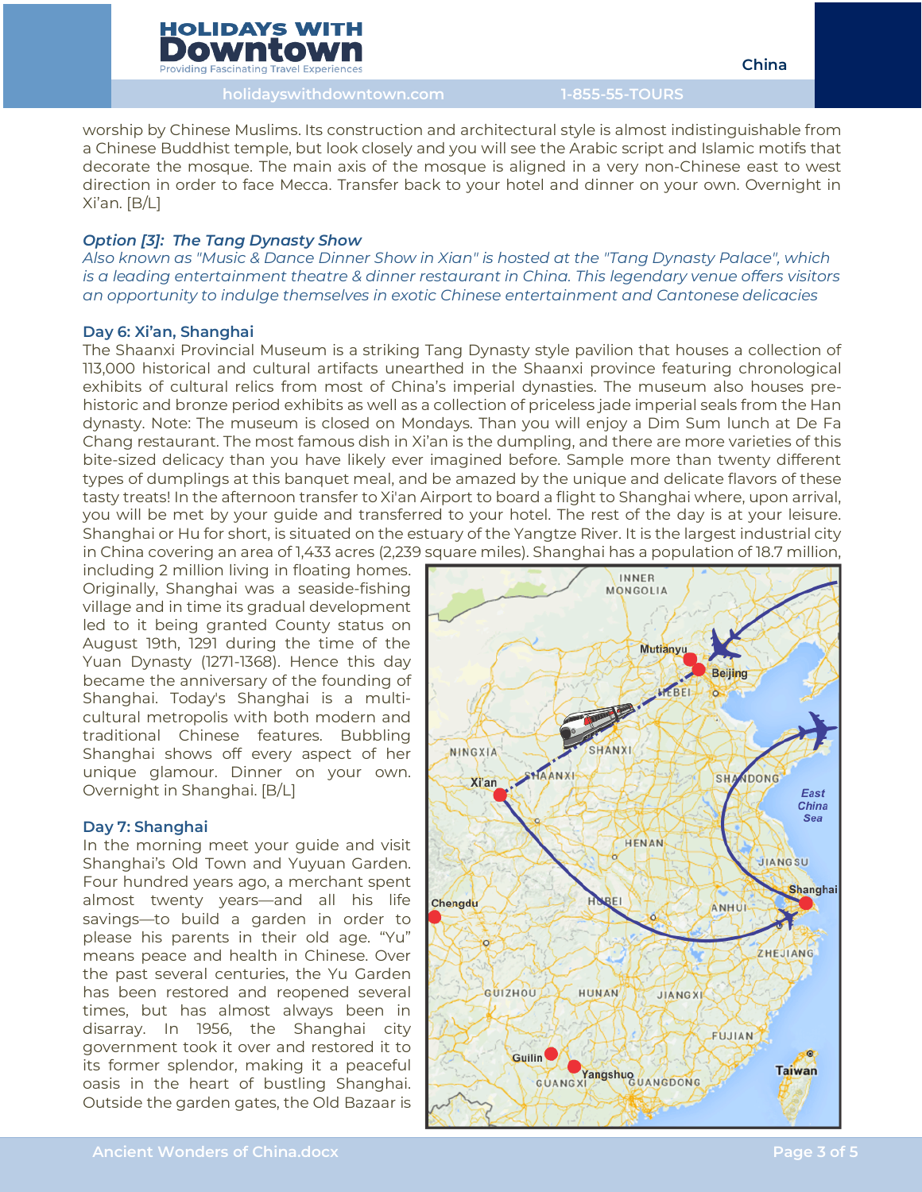worship by Chinese Muslims. Its construction and architectural style is almost indistinguishable from a Chinese Buddhist temple, but look closely and you will see the Arabic script and Islamic motifs that decorate the mosque. The main axis of the mosque is aligned in a very non-Chinese east to west direction in order to face Mecca. Transfer back to your hotel and dinner on your own. Overnight in Xi'an. [B/L]

***Option [3]: The Tang Dynasty Show***

*Also known as "Music & Dance Dinner Show in Xian" is hosted at the "Tang Dynasty Palace", which is a leading entertainment theatre & dinner restaurant in China. This legendary venue offers visitors an opportunity to indulge themselves in exotic Chinese entertainment and Cantonese delicacies*

**Day 6: Xi'an, Shanghai**

The Shaanxi Provincial Museum is a striking Tang Dynasty style pavilion that houses a collection of 113,000 historical and cultural artifacts unearthed in the Shaanxi province featuring chronological exhibits of cultural relics from most of China's imperial dynasties. The museum also houses pre-historic and bronze period exhibits as well as a collection of priceless jade imperial seals from the Han dynasty. Note: The museum is closed on Mondays. Than you will enjoy a Dim Sum lunch at De Fa Chang restaurant. The most famous dish in Xi'an is the dumpling, and there are more varieties of this bite-sized delicacy than you have likely ever imagined before. Sample more than twenty different types of dumplings at this banquet meal, and be amazed by the unique and delicate flavors of these tasty treats! In the afternoon transfer to Xi'an Airport to board a flight to Shanghai where, upon arrival, you will be met by your guide and transferred to your hotel. The rest of the day is at your leisure. Shanghai or Hu for short, is situated on the estuary of the Yangtze River. It is the largest industrial city in China covering an area of 1,433 acres (2,239 square miles). Shanghai has a population of 18.7 million, including 2 million living in floating homes. Originally, Shanghai was a seaside-fishing village and in time its gradual development led to it being granted County status on August 19th, 1291 during the time of the Yuan Dynasty (1271-1368). Hence this day became the anniversary of the founding of Shanghai. Today's Shanghai is a multi-cultural metropolis with both modern and traditional Chinese features. Bubbling Shanghai shows off every aspect of her unique glamour. Dinner on your own. Overnight in Shanghai. [B/L]

**Day 7: Shanghai**

In the morning meet your guide and visit Shanghai's Old Town and Yuyuan Garden. Four hundred years ago, a merchant spent almost twenty years—and all his life savings—to build a garden in order to please his parents in their old age. "Yu" means peace and health in Chinese. Over the past several centuries, the Yu Garden has been restored and reopened several times, but has almost always been in disarray. In 1956, the Shanghai city government took it over and restored it to its former splendor, making it a peaceful oasis in the heart of bustling Shanghai. Outside the garden gates, the Old Bazaar is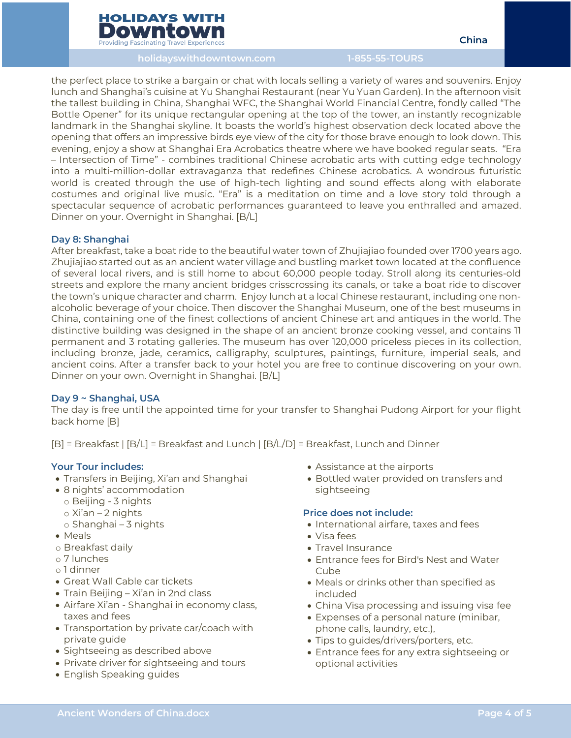the perfect place to strike a bargain or chat with locals selling a variety of wares and souvenirs. Enjoy lunch and Shanghai's cuisine at Yu Shanghai Restaurant (near Yu Yuan Garden). In the afternoon visit the tallest building in China, Shanghai WFC, the Shanghai World Financial Centre, fondly called "The Bottle Opener" for its unique rectangular opening at the top of the tower, an instantly recognizable landmark in the Shanghai skyline. It boasts the world's highest observation deck located above the opening that offers an impressive birds eye view of the city for those brave enough to look down. This evening, enjoy a show at Shanghai Era Acrobatics theatre where we have booked regular seats. "Era – Intersection of Time" - combines traditional Chinese acrobatic arts with cutting edge technology into a multi-million-dollar extravaganza that redefines Chinese acrobatics. A wondrous futuristic world is created through the use of high-tech lighting and sound effects along with elaborate costumes and original live music. "Era" is a meditation on time and a love story told through a spectacular sequence of acrobatic performances guaranteed to leave you enthralled and amazed. Dinner on your. Overnight in Shanghai. [B/L]

### Day 8: Shanghai

After breakfast, take a boat ride to the beautiful water town of Zhujiajiao founded over 1700 years ago. Zhujiajiao started out as an ancient water village and bustling market town located at the confluence of several local rivers, and is still home to about 60,000 people today. Stroll along its centuries-old streets and explore the many ancient bridges crisscrossing its canals, or take a boat ride to discover the town's unique character and charm. Enjoy lunch at a local Chinese restaurant, including one non-alcoholic beverage of your choice. Then discover the Shanghai Museum, one of the best museums in China, containing one of the finest collections of ancient Chinese art and antiques in the world. The distinctive building was designed in the shape of an ancient bronze cooking vessel, and contains 11 permanent and 3 rotating galleries. The museum has over 120,000 priceless pieces in its collection, including bronze, jade, ceramics, calligraphy, sculptures, paintings, furniture, imperial seals, and ancient coins. After a transfer back to your hotel you are free to continue discovering on your own. Dinner on your own. Overnight in Shanghai. [B/L]

### Day 9 ~ Shanghai, USA

The day is free until the appointed time for your transfer to Shanghai Pudong Airport for your flight back home [B]

[B] = Breakfast | [B/L] = Breakfast and Lunch | [B/L/D] = Breakfast, Lunch and Dinner

### Your Tour includes:

- Transfers in Beijing, Xi'an and Shanghai
- 8 nights' accommodation
  - Beijing - 3 nights
  - Xi'an – 2 nights
  - Shanghai – 3 nights
- Meals
  - Breakfast daily
  - 7 lunches
  - 1 dinner
- Great Wall Cable car tickets
- Train Beijing – Xi'an in 2nd class
- Airfare Xi'an - Shanghai in economy class, taxes and fees
- Transportation by private car/coach with private guide
- Sightseeing as described above
- Private driver for sightseeing and tours
- English Speaking guides
- Assistance at the airports
- Bottled water provided on transfers and sightseeing

### Price does not include:

- International airfare, taxes and fees
- Visa fees
- Travel Insurance
- Entrance fees for Bird's Nest and Water Cube
- Meals or drinks other than specified as included
- China Visa processing and issuing visa fee
- Expenses of a personal nature (minibar, phone calls, laundry, etc.),
- Tips to guides/drivers/porters, etc.
- Entrance fees for any extra sightseeing or optional activities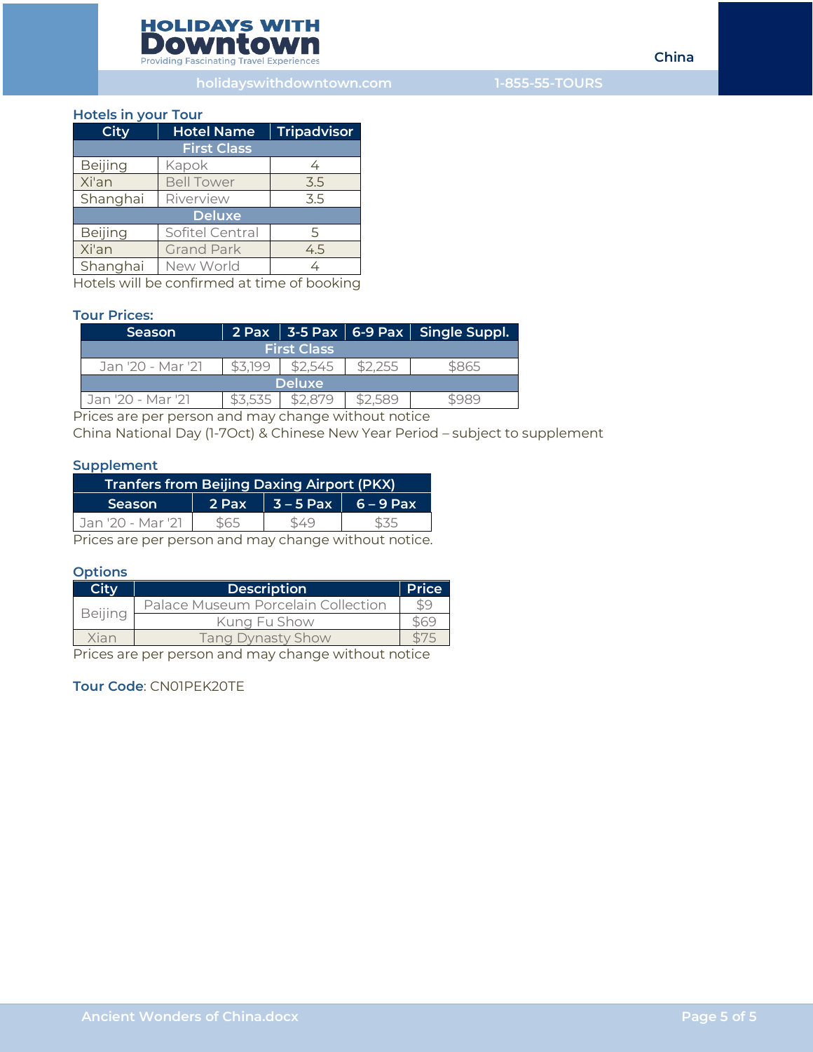### Hotels in your Tour

| City | Hotel Name | Tripadvisor |
|---|---|---|
| **First Class** | | |
| Beijing | Kapok | 4 |
| Xi'an | Bell Tower | 3.5 |
| Shanghai | Riverview | 3.5 |
| **Deluxe** | | |
| Beijing | Sofitel Central | 5 |
| Xi'an | Grand Park | 4.5 |
| Shanghai | New World | 4 |

Hotels will be confirmed at time of booking

### Tour Prices:

| Season | 2 Pax | 3-5 Pax | 6-9 Pax | Single Suppl. |
|---|---|---|---|---|
| **First Class** | | | | |
| Jan '20 - Mar '21 | $3,199 | $2,545 | $2,255 | $865 |
| **Deluxe** | | | | |
| Jan '20 - Mar '21 | $3,535 | $2,879 | $2,589 | $989 |

Prices are per person and may change without notice

China National Day (1-7Oct) & Chinese New Year Period – subject to supplement

### Supplement

| Tranfers from Beijing Daxing Airport (PKX) | | | |
|---|---|---|---|
| **Season** | **2 Pax** | **3 – 5 Pax** | **6 – 9 Pax** |
| Jan '20 - Mar '21 | $65 | $49 | $35 |

Prices are per person and may change without notice.

### Options

| City | Description | Price |
|---|---|---|
| Beijing | Palace Museum Porcelain Collection | $9 |
| | Kung Fu Show | $69 |
| Xian | Tang Dynasty Show | $75 |

Prices are per person and may change without notice

**Tour Code**: CN01PEK20TE